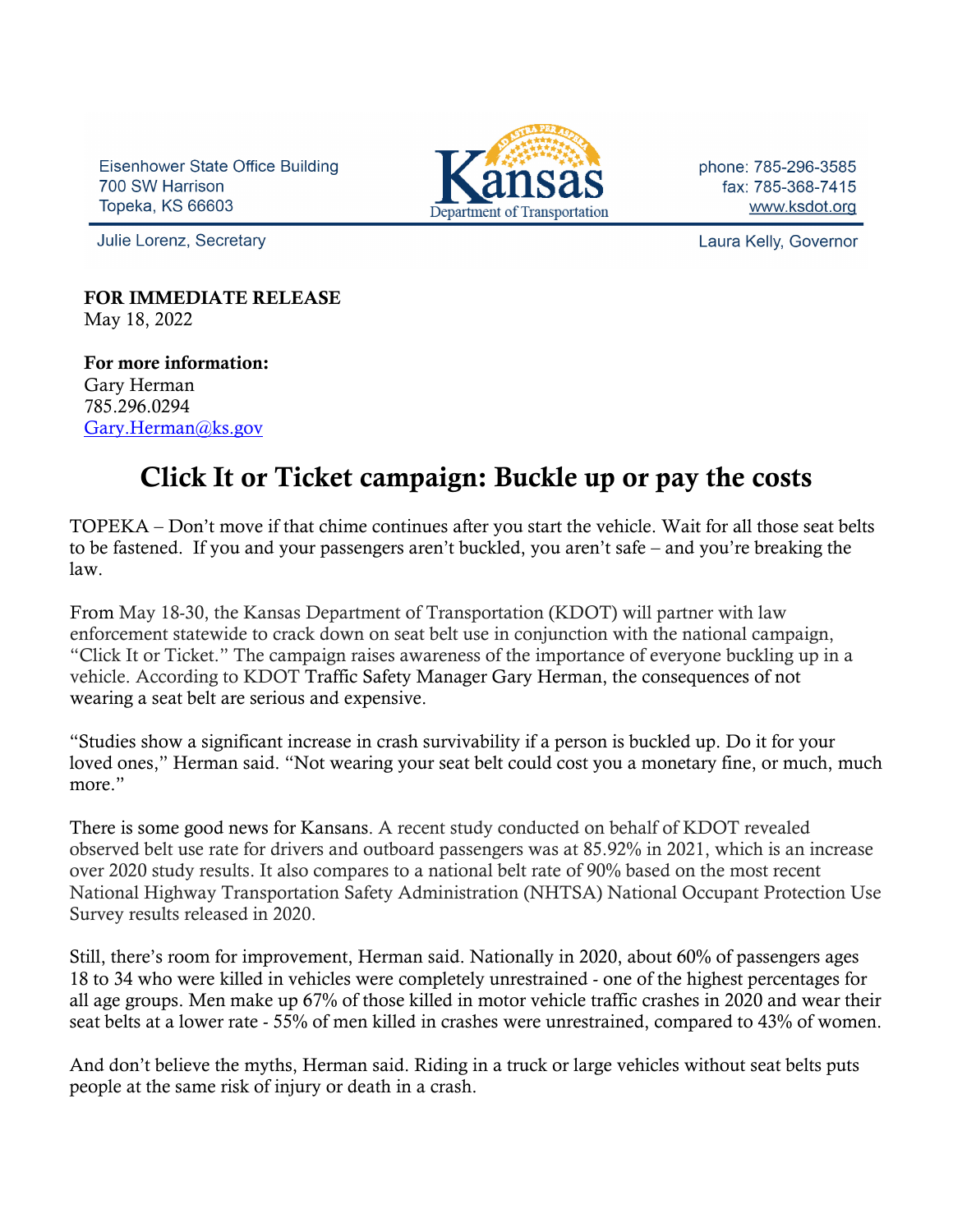Eisenhower State Office Building
700 SW Harrison
Topeka, KS 66603

Kansas Department of Transportation

phone: 785-296-3585
fax: 785-368-7415
www.ksdot.org

Julie Lorenz, Secretary

Laura Kelly, Governor

**FOR IMMEDIATE RELEASE**
May 18, 2022

**For more information:**
Gary Herman
785.296.0294
Gary.Herman@ks.gov

# Click It or Ticket campaign: Buckle up or pay the costs

TOPEKA – Don't move if that chime continues after you start the vehicle. Wait for all those seat belts to be fastened. If you and your passengers aren't buckled, you aren't safe – and you're breaking the law.

From May 18-30, the Kansas Department of Transportation (KDOT) will partner with law enforcement statewide to crack down on seat belt use in conjunction with the national campaign, "Click It or Ticket." The campaign raises awareness of the importance of everyone buckling up in a vehicle. According to KDOT Traffic Safety Manager Gary Herman, the consequences of not wearing a seat belt are serious and expensive.

"Studies show a significant increase in crash survivability if a person is buckled up. Do it for your loved ones," Herman said. "Not wearing your seat belt could cost you a monetary fine, or much, much more."

There is some good news for Kansans. A recent study conducted on behalf of KDOT revealed observed belt use rate for drivers and outboard passengers was at 85.92% in 2021, which is an increase over 2020 study results. It also compares to a national belt rate of 90% based on the most recent National Highway Transportation Safety Administration (NHTSA) National Occupant Protection Use Survey results released in 2020.

Still, there's room for improvement, Herman said. Nationally in 2020, about 60% of passengers ages 18 to 34 who were killed in vehicles were completely unrestrained - one of the highest percentages for all age groups. Men make up 67% of those killed in motor vehicle traffic crashes in 2020 and wear their seat belts at a lower rate - 55% of men killed in crashes were unrestrained, compared to 43% of women.

And don't believe the myths, Herman said. Riding in a truck or large vehicles without seat belts puts people at the same risk of injury or death in a crash.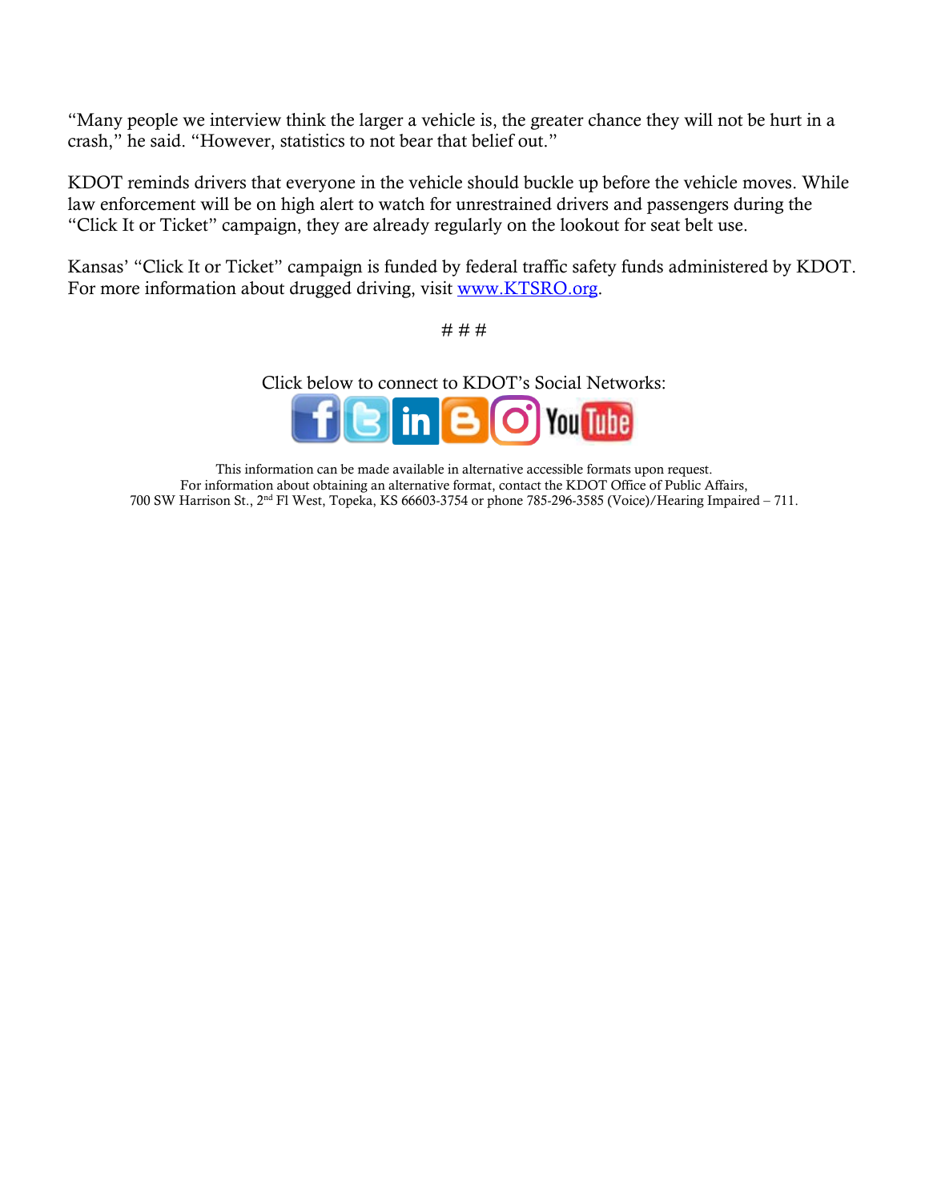"Many people we interview think the larger a vehicle is, the greater chance they will not be hurt in a crash," he said. "However, statistics to not bear that belief out."

KDOT reminds drivers that everyone in the vehicle should buckle up before the vehicle moves. While law enforcement will be on high alert to watch for unrestrained drivers and passengers during the "Click It or Ticket" campaign, they are already regularly on the lookout for seat belt use.

Kansas' "Click It or Ticket" campaign is funded by federal traffic safety funds administered by KDOT. For more information about drugged driving, visit [www.KTSRO.org](http://www.KTSRO.org).

# # #

Click below to connect to KDOT's Social Networks:

This information can be made available in alternative accessible formats upon request.
For information about obtaining an alternative format, contact the KDOT Office of Public Affairs,
700 SW Harrison St., 2nd Fl West, Topeka, KS 66603-3754 or phone 785-296-3585 (Voice)/Hearing Impaired – 711.